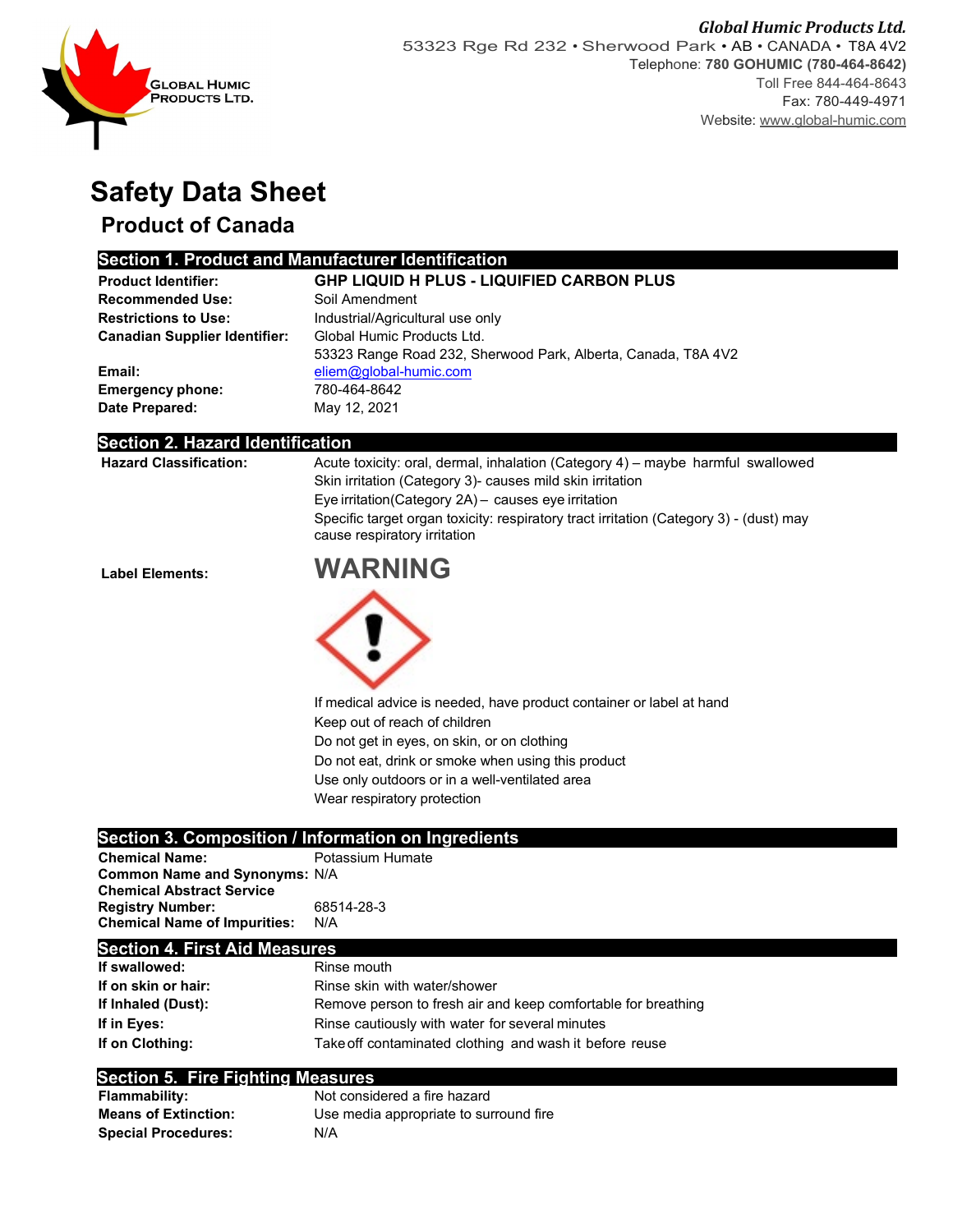**Global Humic Products Ltd.**
53323 Rge Rd 232 • Sherwood Park • AB • CANADA • T8A 4V2
Telephone: **780 GOHUMIC (780-464-8642)**
Toll Free 844-464-8643
Fax: 780-449-4971
Website: www.global-humic.com

# Safety Data Sheet

## Product of Canada

## Section 1. Product and Manufacturer Identification

| | |
|---|---|
| **Product Identifier:** | **GHP LIQUID H PLUS - LIQUIFIED CARBON PLUS** |
| **Recommended Use:** | Soil Amendment |
| **Restrictions to Use:** | Industrial/Agricultural use only |
| **Canadian Supplier Identifier:** | Global Humic Products Ltd. 53323 Range Road 232, Sherwood Park, Alberta, Canada, T8A 4V2 |
| **Email:** | eliem@global-humic.com |
| **Emergency phone:** | 780-464-8642 |
| **Date Prepared:** | May 12, 2021 |

## Section 2. Hazard Identification

**Hazard Classification:**

Acute toxicity: oral, dermal, inhalation (Category 4) – maybe harmful swallowed
Skin irritation (Category 3)- causes mild skin irritation
Eye irritation(Category 2A) – causes eye irritation
Specific target organ toxicity: respiratory tract irritation (Category 3) - (dust) may cause respiratory irritation

**Label Elements:**

**WARNING**

If medical advice is needed, have product container or label at hand
Keep out of reach of children
Do not get in eyes, on skin, or on clothing
Do not eat, drink or smoke when using this product
Use only outdoors or in a well-ventilated area
Wear respiratory protection

## Section 3. Composition / Information on Ingredients

| | |
|---|---|
| **Chemical Name:** | Potassium Humate |
| **Common Name and Synonyms:** | N/A |
| **Chemical Abstract Service Registry Number:** | 68514-28-3 |
| **Chemical Name of Impurities:** | N/A |

## Section 4. First Aid Measures

| | |
|---|---|
| **If swallowed:** | Rinse mouth |
| **If on skin or hair:** | Rinse skin with water/shower |
| **If Inhaled (Dust):** | Remove person to fresh air and keep comfortable for breathing |
| **If in Eyes:** | Rinse cautiously with water for several minutes |
| **If on Clothing:** | Take off contaminated clothing and wash it before reuse |

## Section 5. Fire Fighting Measures

| | |
|---|---|
| **Flammability:** | Not considered a fire hazard |
| **Means of Extinction:** | Use media appropriate to surround fire |
| **Special Procedures:** | N/A |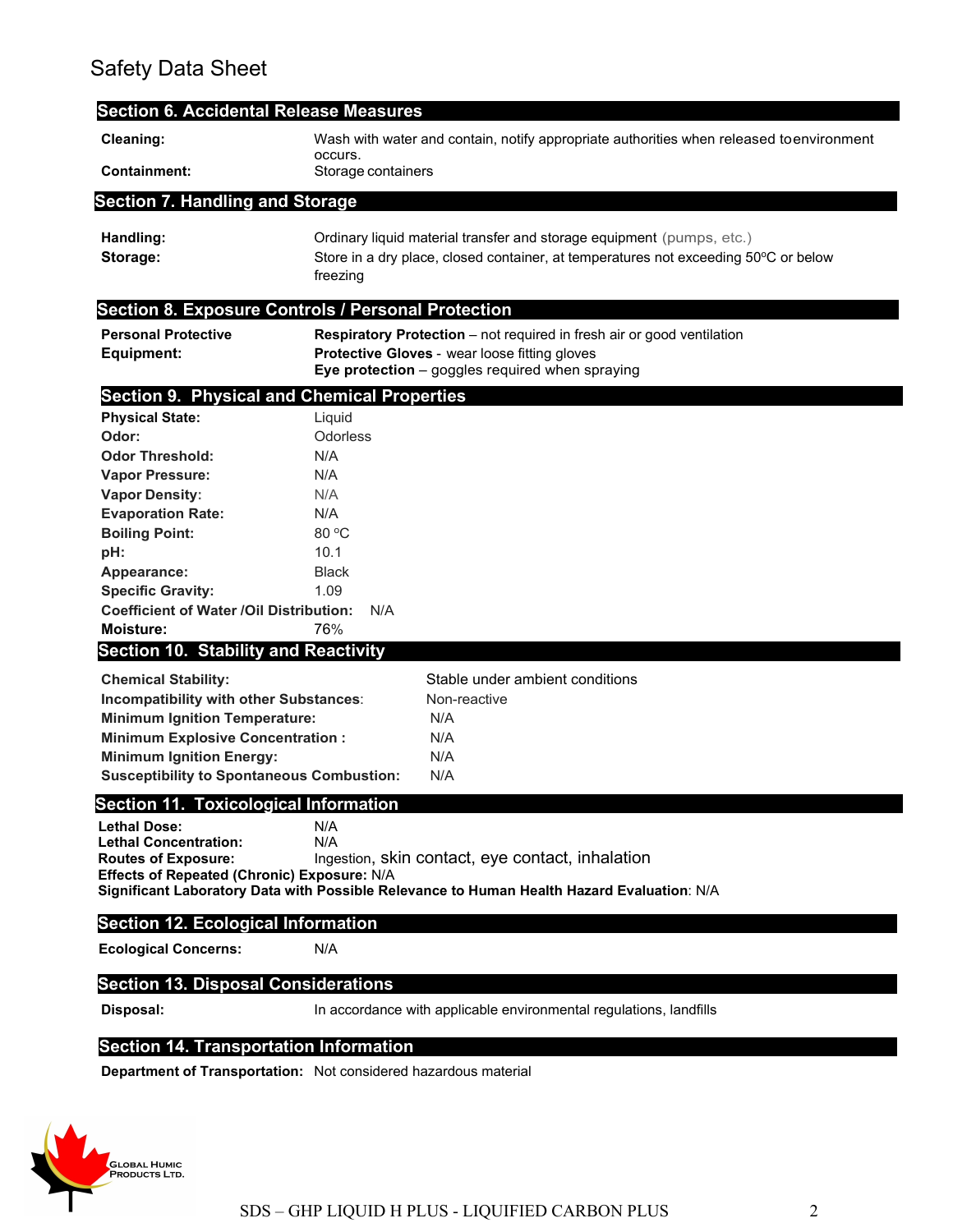## Section 6. Accidental Release Measures

**Cleaning:** Wash with water and contain, notify appropriate authorities when released to environment occurs.

**Containment:** Storage containers

## Section 7. Handling and Storage

**Handling:** Ordinary liquid material transfer and storage equipment (pumps, etc.)

**Storage:** Store in a dry place, closed container, at temperatures not exceeding 50ºC or below freezing

## Section 8. Exposure Controls / Personal Protection

**Personal Protective Equipment:**

**Respiratory Protection** – not required in fresh air or good ventilation
**Protective Gloves** - wear loose fitting gloves
**Eye protection** – goggles required when spraying

## Section 9. Physical and Chemical Properties

**Physical State:** Liquid
**Odor:** Odorless
**Odor Threshold:** N/A
**Vapor Pressure:** N/A
**Vapor Density:** N/A
**Evaporation Rate:** N/A
**Boiling Point:** 80 ºC
**pH:** 10.1
**Appearance:** Black
**Specific Gravity:** 1.09
**Coefficient of Water /Oil Distribution:** N/A
**Moisture:** 76%

## Section 10. Stability and Reactivity

**Chemical Stability:** Stable under ambient conditions
**Incompatibility with other Substances:** Non-reactive
**Minimum Ignition Temperature:** N/A
**Minimum Explosive Concentration :** N/A
**Minimum Ignition Energy:** N/A
**Susceptibility to Spontaneous Combustion:** N/A

## Section 11. Toxicological Information

**Lethal Dose:** N/A
**Lethal Concentration:** N/A
**Routes of Exposure:** Ingestion, skin contact, eye contact, inhalation
**Effects of Repeated (Chronic) Exposure:** N/A
**Significant Laboratory Data with Possible Relevance to Human Health Hazard Evaluation:** N/A

## Section 12. Ecological Information

**Ecological Concerns:** N/A

## Section 13. Disposal Considerations

**Disposal:** In accordance with applicable environmental regulations, landfills

## Section 14. Transportation Information

**Department of Transportation:** Not considered hazardous material

Global Humic Products Ltd.

SDS – GHP LIQUID H PLUS - LIQUIFIED CARBON PLUS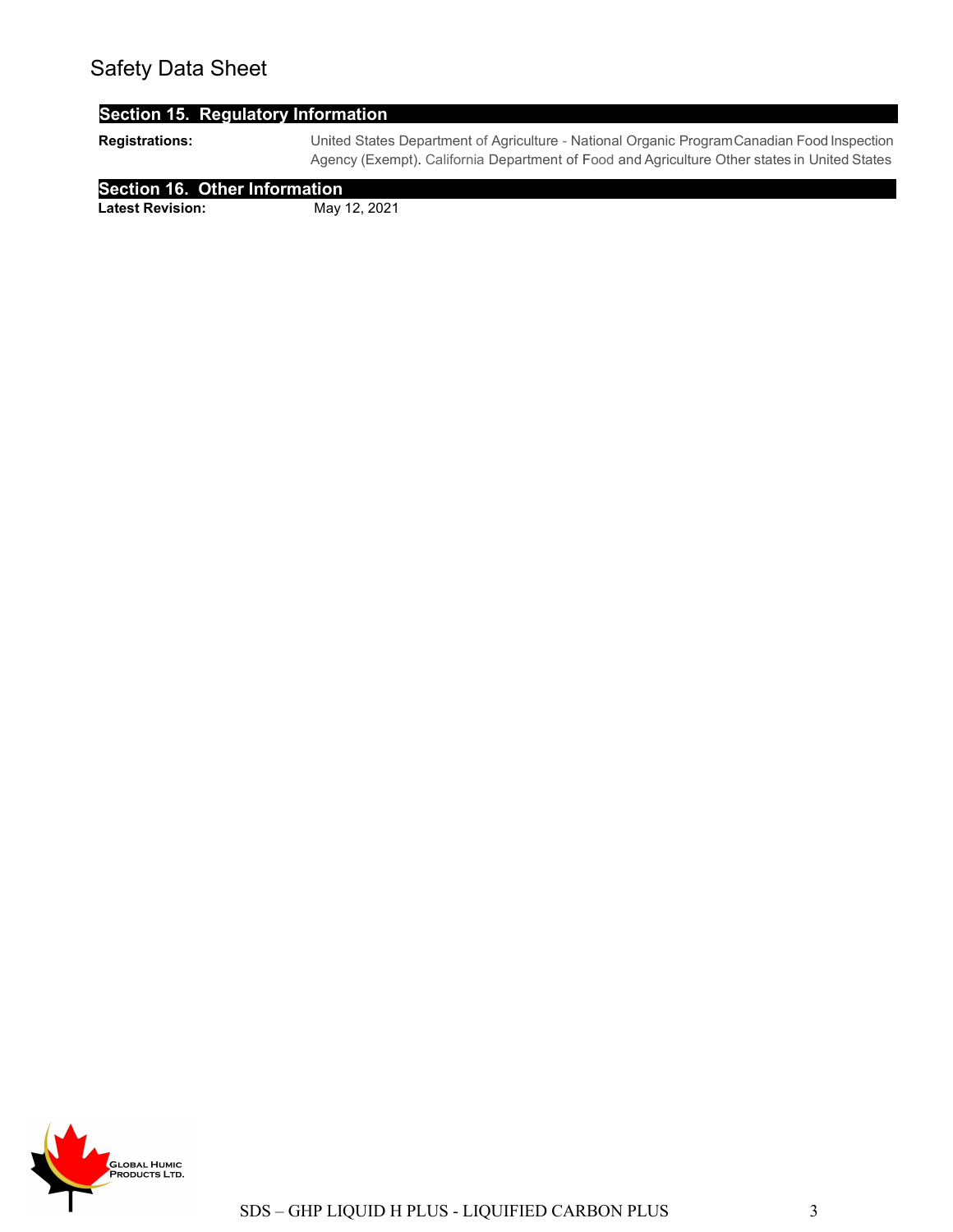## Section 15. Regulatory Information

**Registrations:** United States Department of Agriculture - National Organic Program Canadian Food Inspection Agency (Exempt). California Department of Food and Agriculture Other states in United States

## Section 16. Other Information

**Latest Revision:** May 12, 2021